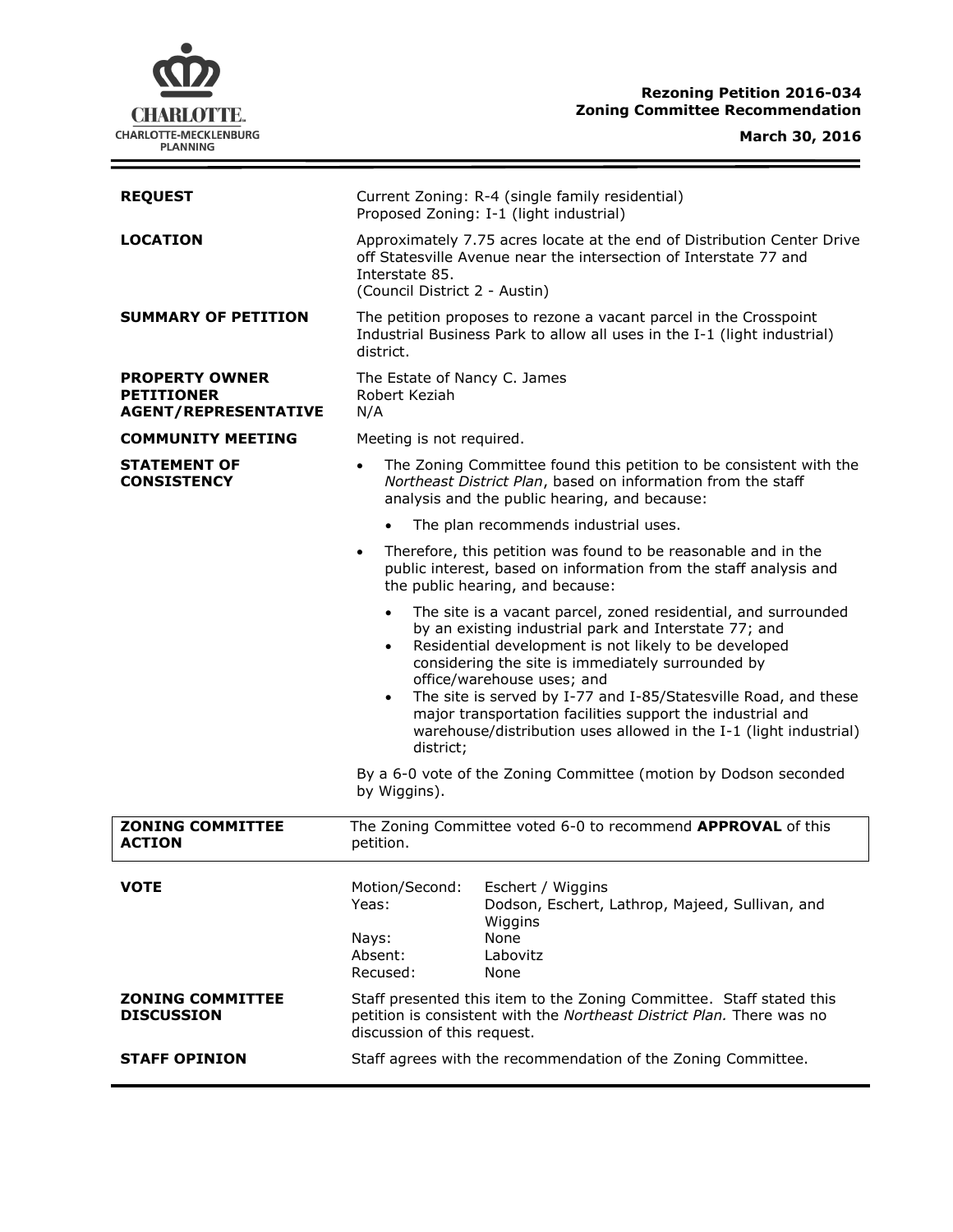**Rezoning Petition 2016-034**
**Zoning Committee Recommendation**

**March 30, 2016**

| | |
|---|---|
| **REQUEST** | Current Zoning: R-4 (single family residential)<br>Proposed Zoning: I-1 (light industrial) |
| **LOCATION** | Approximately 7.75 acres locate at the end of Distribution Center Drive off Statesville Avenue near the intersection of Interstate 77 and Interstate 85.<br>(Council District 2 - Austin) |
| **SUMMARY OF PETITION** | The petition proposes to rezone a vacant parcel in the Crosspoint Industrial Business Park to allow all uses in the I-1 (light industrial) district. |
| **PROPERTY OWNER**<br>**PETITIONER**<br>**AGENT/REPRESENTATIVE** | The Estate of Nancy C. James<br>Robert Keziah<br>N/A |
| **COMMUNITY MEETING** | Meeting is not required. |

**STATEMENT OF CONSISTENCY**

- The Zoning Committee found this petition to be consistent with the *Northeast District Plan*, based on information from the staff analysis and the public hearing, and because:
  - The plan recommends industrial uses.
- Therefore, this petition was found to be reasonable and in the public interest, based on information from the staff analysis and the public hearing, and because:
  - The site is a vacant parcel, zoned residential, and surrounded by an existing industrial park and Interstate 77; and
  - Residential development is not likely to be developed considering the site is immediately surrounded by office/warehouse uses; and
  - The site is served by I-77 and I-85/Statesville Road, and these major transportation facilities support the industrial and warehouse/distribution uses allowed in the I-1 (light industrial) district;

By a 6-0 vote of the Zoning Committee (motion by Dodson seconded by Wiggins).

| | |
|---|---|
| **ZONING COMMITTEE ACTION** | The Zoning Committee voted 6-0 to recommend **APPROVAL** of this petition. |

**VOTE**

| | |
|---|---|
| Motion/Second: | Eschert / Wiggins |
| Yeas: | Dodson, Eschert, Lathrop, Majeed, Sullivan, and Wiggins |
| Nays: | None |
| Absent: | Labovitz |
| Recused: | None |

| | |
|---|---|
| **ZONING COMMITTEE DISCUSSION** | Staff presented this item to the Zoning Committee. Staff stated this petition is consistent with the *Northeast District Plan.* There was no discussion of this request. |
| **STAFF OPINION** | Staff agrees with the recommendation of the Zoning Committee. |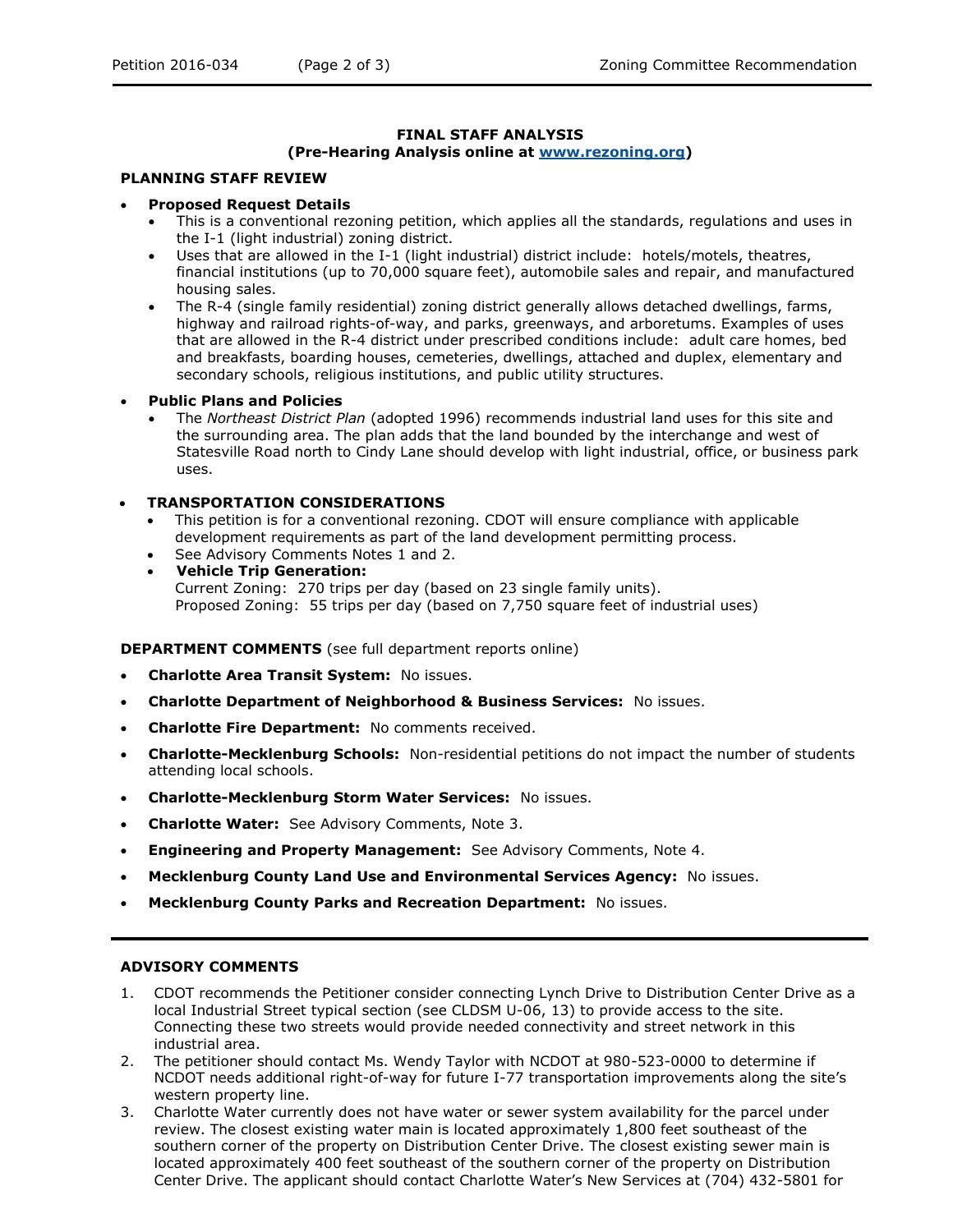## FINAL STAFF ANALYSIS
### (Pre-Hearing Analysis online at [www.rezoning.org](http://www.rezoning.org))

**PLANNING STAFF REVIEW**

- **Proposed Request Details**
  - This is a conventional rezoning petition, which applies all the standards, regulations and uses in the I-1 (light industrial) zoning district.
  - Uses that are allowed in the I-1 (light industrial) district include: hotels/motels, theatres, financial institutions (up to 70,000 square feet), automobile sales and repair, and manufactured housing sales.
  - The R-4 (single family residential) zoning district generally allows detached dwellings, farms, highway and railroad rights-of-way, and parks, greenways, and arboretums. Examples of uses that are allowed in the R-4 district under prescribed conditions include: adult care homes, bed and breakfasts, boarding houses, cemeteries, dwellings, attached and duplex, elementary and secondary schools, religious institutions, and public utility structures.

- **Public Plans and Policies**
  - The *Northeast District Plan* (adopted 1996) recommends industrial land uses for this site and the surrounding area. The plan adds that the land bounded by the interchange and west of Statesville Road north to Cindy Lane should develop with light industrial, office, or business park uses.

- **TRANSPORTATION CONSIDERATIONS**
  - This petition is for a conventional rezoning. CDOT will ensure compliance with applicable development requirements as part of the land development permitting process.
  - See Advisory Comments Notes 1 and 2.
  - **Vehicle Trip Generation:**
    Current Zoning: 270 trips per day (based on 23 single family units).
    Proposed Zoning: 55 trips per day (based on 7,750 square feet of industrial uses)

**DEPARTMENT COMMENTS** (see full department reports online)

- **Charlotte Area Transit System:** No issues.
- **Charlotte Department of Neighborhood & Business Services:** No issues.
- **Charlotte Fire Department:** No comments received.
- **Charlotte-Mecklenburg Schools:** Non-residential petitions do not impact the number of students attending local schools.
- **Charlotte-Mecklenburg Storm Water Services:** No issues.
- **Charlotte Water:** See Advisory Comments, Note 3.
- **Engineering and Property Management:** See Advisory Comments, Note 4.
- **Mecklenburg County Land Use and Environmental Services Agency:** No issues.
- **Mecklenburg County Parks and Recreation Department:** No issues.

**ADVISORY COMMENTS**

1. CDOT recommends the Petitioner consider connecting Lynch Drive to Distribution Center Drive as a local Industrial Street typical section (see CLDSM U-06, 13) to provide access to the site. Connecting these two streets would provide needed connectivity and street network in this industrial area.
2. The petitioner should contact Ms. Wendy Taylor with NCDOT at 980-523-0000 to determine if NCDOT needs additional right-of-way for future I-77 transportation improvements along the site's western property line.
3. Charlotte Water currently does not have water or sewer system availability for the parcel under review. The closest existing water main is located approximately 1,800 feet southeast of the southern corner of the property on Distribution Center Drive. The closest existing sewer main is located approximately 400 feet southeast of the southern corner of the property on Distribution Center Drive. The applicant should contact Charlotte Water's New Services at (704) 432-5801 for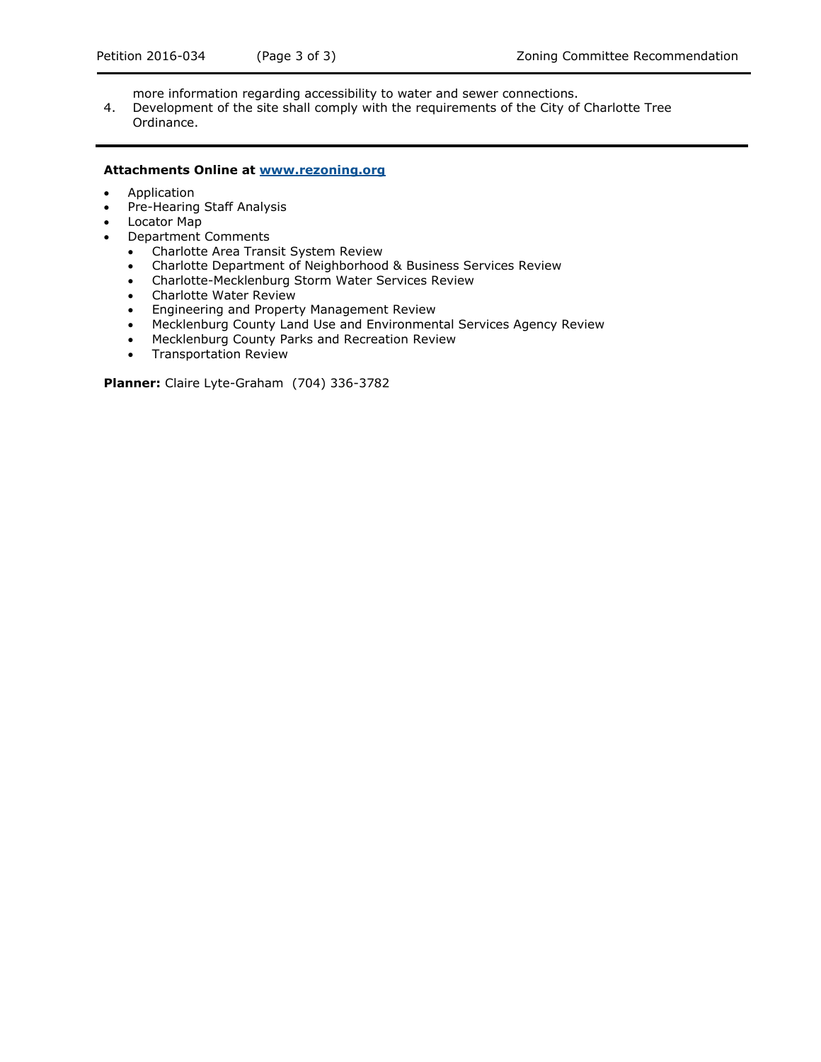more information regarding accessibility to water and sewer connections.

4. Development of the site shall comply with the requirements of the City of Charlotte Tree Ordinance.

---

**Attachments Online at [www.rezoning.org](www.rezoning.org)**

- Application
- Pre-Hearing Staff Analysis
- Locator Map
- Department Comments
  - Charlotte Area Transit System Review
  - Charlotte Department of Neighborhood & Business Services Review
  - Charlotte-Mecklenburg Storm Water Services Review
  - Charlotte Water Review
  - Engineering and Property Management Review
  - Mecklenburg County Land Use and Environmental Services Agency Review
  - Mecklenburg County Parks and Recreation Review
  - Transportation Review

**Planner:** Claire Lyte-Graham (704) 336-3782